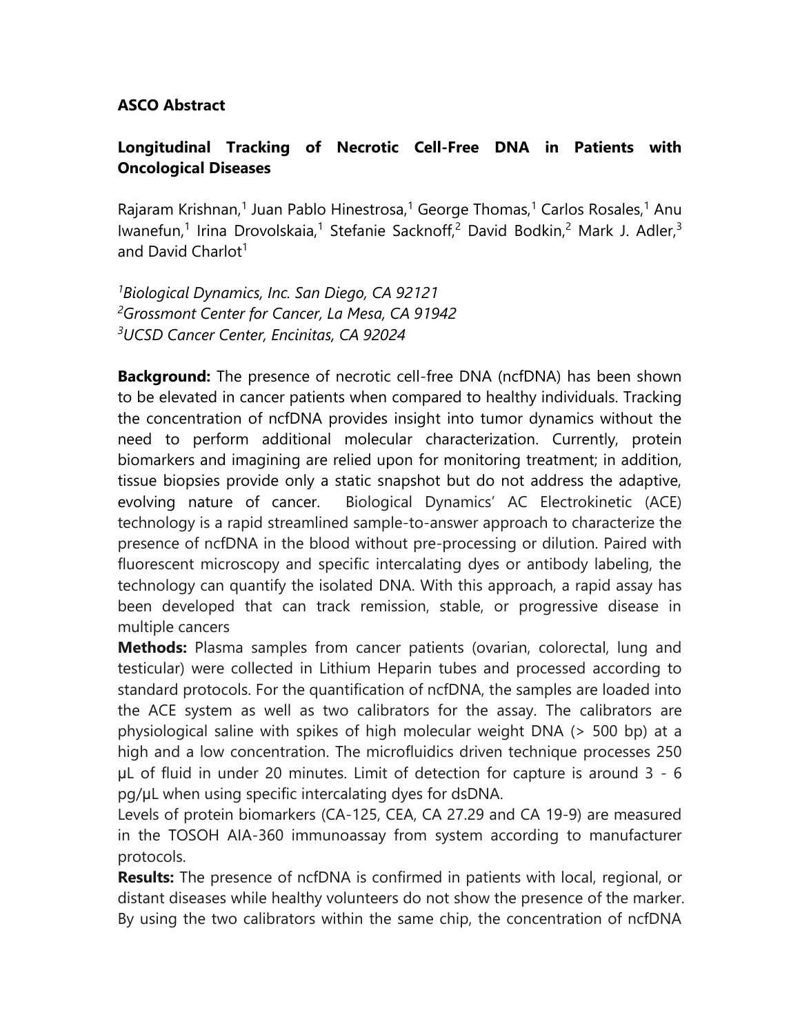**ASCO Abstract**

**Longitudinal Tracking of Necrotic Cell-Free DNA in Patients with Oncological Diseases**

Rajaram Krishnan,[1] Juan Pablo Hinestrosa,[1] George Thomas,[1] Carlos Rosales,[1] Anu Iwanefun,[1] Irina Drovolskaia,[1] Stefanie Sacknoff,[2] David Bodkin,[2] Mark J. Adler,[3] and David Charlot[1]

*[1]Biological Dynamics, Inc. San Diego, CA 92121*
*[2]Grossmont Center for Cancer, La Mesa, CA 91942*
*[3]UCSD Cancer Center, Encinitas, CA 92024*

**Background:** The presence of necrotic cell-free DNA (ncfDNA) has been shown to be elevated in cancer patients when compared to healthy individuals. Tracking the concentration of ncfDNA provides insight into tumor dynamics without the need to perform additional molecular characterization. Currently, protein biomarkers and imagining are relied upon for monitoring treatment; in addition, tissue biopsies provide only a static snapshot but do not address the adaptive, evolving nature of cancer. Biological Dynamics' AC Electrokinetic (ACE) technology is a rapid streamlined sample-to-answer approach to characterize the presence of ncfDNA in the blood without pre-processing or dilution. Paired with fluorescent microscopy and specific intercalating dyes or antibody labeling, the technology can quantify the isolated DNA. With this approach, a rapid assay has been developed that can track remission, stable, or progressive disease in multiple cancers

**Methods:** Plasma samples from cancer patients (ovarian, colorectal, lung and testicular) were collected in Lithium Heparin tubes and processed according to standard protocols. For the quantification of ncfDNA, the samples are loaded into the ACE system as well as two calibrators for the assay. The calibrators are physiological saline with spikes of high molecular weight DNA (> 500 bp) at a high and a low concentration. The microfluidics driven technique processes 250 µL of fluid in under 20 minutes. Limit of detection for capture is around 3 - 6 pg/µL when using specific intercalating dyes for dsDNA.

Levels of protein biomarkers (CA-125, CEA, CA 27.29 and CA 19-9) are measured in the TOSOH AIA-360 immunoassay from system according to manufacturer protocols.

**Results:** The presence of ncfDNA is confirmed in patients with local, regional, or distant diseases while healthy volunteers do not show the presence of the marker. By using the two calibrators within the same chip, the concentration of ncfDNA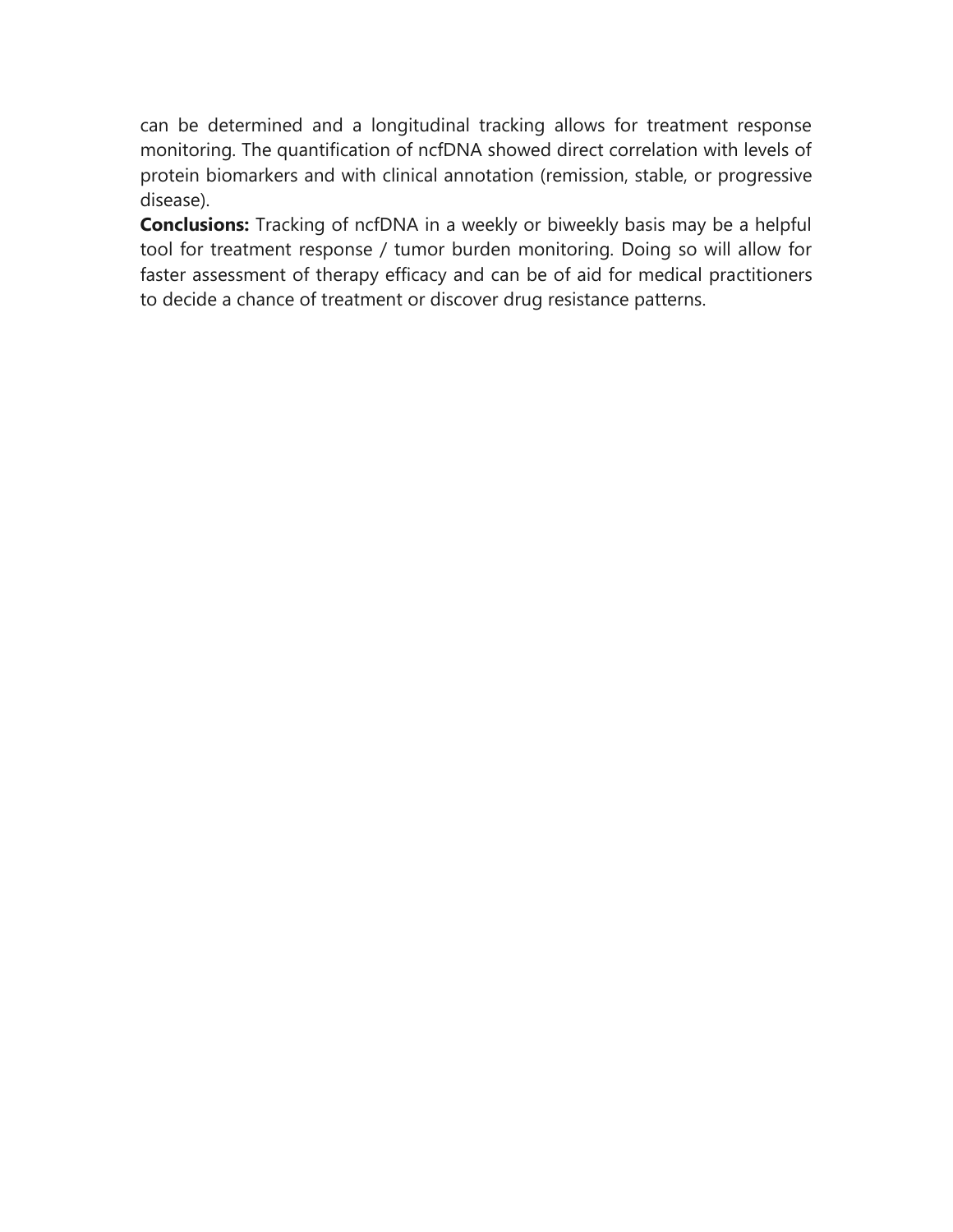can be determined and a longitudinal tracking allows for treatment response monitoring. The quantification of ncfDNA showed direct correlation with levels of protein biomarkers and with clinical annotation (remission, stable, or progressive disease).

**Conclusions:** Tracking of ncfDNA in a weekly or biweekly basis may be a helpful tool for treatment response / tumor burden monitoring. Doing so will allow for faster assessment of therapy efficacy and can be of aid for medical practitioners to decide a chance of treatment or discover drug resistance patterns.